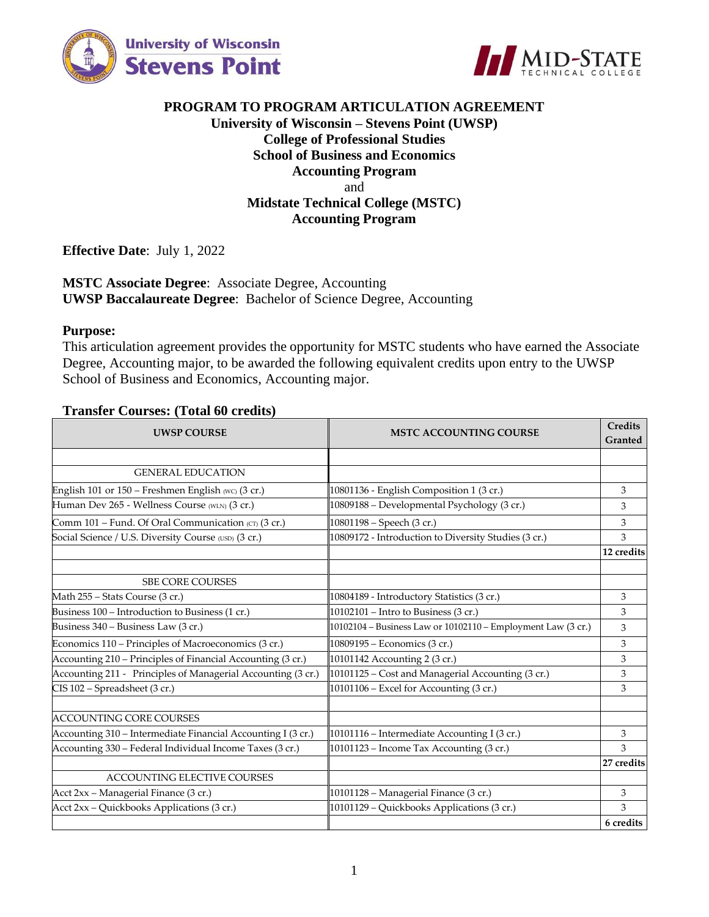# PROGRAM TO PROGRAM ARTICULATION AGREEMENT

## University of Wisconsin – Stevens Point (UWSP)
## College of Professional Studies
## School of Business and Economics
## Accounting Program

and

## Midstate Technical College (MSTC)
## Accounting Program

**Effective Date**: July 1, 2022

**MSTC Associate Degree**: Associate Degree, Accounting
**UWSP Baccalaureate Degree**: Bachelor of Science Degree, Accounting

**Purpose:**
This articulation agreement provides the opportunity for MSTC students who have earned the Associate Degree, Accounting major, to be awarded the following equivalent credits upon entry to the UWSP School of Business and Economics, Accounting major.

**Transfer Courses: (Total 60 credits)**

| UWSP COURSE | MSTC ACCOUNTING COURSE | Credits Granted |
|---|---|---|
| | | |
| GENERAL EDUCATION | | |
| English 101 or 150 – Freshmen English (WC) (3 cr.) | 10801136 - English Composition 1 (3 cr.) | 3 |
| Human Dev 265 - Wellness Course (WLN) (3 cr.) | 10809188 – Developmental Psychology (3 cr.) | 3 |
| Comm 101 – Fund. Of Oral Communication (CT) (3 cr.) | 10801198 – Speech (3 cr.) | 3 |
| Social Science / U.S. Diversity Course (USD) (3 cr.) | 10809172 - Introduction to Diversity Studies (3 cr.) | 3 |
| | | **12 credits** |
| | | |
| SBE CORE COURSES | | |
| Math 255 – Stats Course (3 cr.) | 10804189 - Introductory Statistics (3 cr.) | 3 |
| Business 100 – Introduction to Business (1 cr.) | 10102101 – Intro to Business (3 cr.) | 3 |
| Business 340 – Business Law (3 cr.) | 10102104 – Business Law or 10102110 – Employment Law (3 cr.) | 3 |
| Economics 110 – Principles of Macroeconomics (3 cr.) | 10809195 – Economics (3 cr.) | 3 |
| Accounting 210 – Principles of Financial Accounting (3 cr.) | 10101142 Accounting 2 (3 cr.) | 3 |
| Accounting 211 - Principles of Managerial Accounting (3 cr.) | 10101125 – Cost and Managerial Accounting (3 cr.) | 3 |
| CIS 102 – Spreadsheet (3 cr.) | 10101106 – Excel for Accounting (3 cr.) | 3 |
| | | |
| ACCOUNTING CORE COURSES | | |
| Accounting 310 – Intermediate Financial Accounting I (3 cr.) | 10101116 – Intermediate Accounting I (3 cr.) | 3 |
| Accounting 330 – Federal Individual Income Taxes (3 cr.) | 10101123 – Income Tax Accounting (3 cr.) | 3 |
| | | **27 credits** |
| ACCOUNTING ELECTIVE COURSES | | |
| Acct 2xx – Managerial Finance (3 cr.) | 10101128 – Managerial Finance (3 cr.) | 3 |
| Acct 2xx – Quickbooks Applications (3 cr.) | 10101129 – Quickbooks Applications (3 cr.) | 3 |
| | | **6 credits** |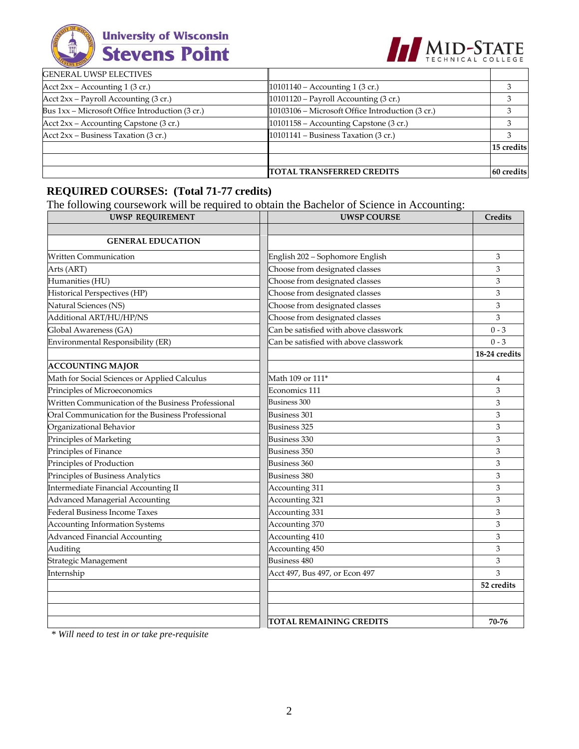| | | |
|---|---|---|
| GENERAL UWSP ELECTIVES | | |
| Acct 2xx – Accounting 1 (3 cr.) | 10101140 – Accounting 1 (3 cr.) | 3 |
| Acct 2xx – Payroll Accounting (3 cr.) | 10101120 – Payroll Accounting (3 cr.) | 3 |
| Bus 1xx – Microsoft Office Introduction (3 cr.) | 10103106 – Microsoft Office Introduction (3 cr.) | 3 |
| Acct 2xx – Accounting Capstone (3 cr.) | 10101158 – Accounting Capstone (3 cr.) | 3 |
| Acct 2xx – Business Taxation (3 cr.) | 10101141 – Business Taxation (3 cr.) | 3 |
| | | **15 credits** |
| | | |
| | **TOTAL TRANSFERRED CREDITS** | **60 credits** |

## REQUIRED COURSES: (Total 71-77 credits)

The following coursework will be required to obtain the Bachelor of Science in Accounting:

| UWSP REQUIREMENT | UWSP COURSE | Credits |
|---|---|---|
| | | |
| **GENERAL EDUCATION** | | |
| Written Communication | English 202 – Sophomore English | 3 |
| Arts (ART) | Choose from designated classes | 3 |
| Humanities (HU) | Choose from designated classes | 3 |
| Historical Perspectives (HP) | Choose from designated classes | 3 |
| Natural Sciences (NS) | Choose from designated classes | 3 |
| Additional ART/HU/HP/NS | Choose from designated classes | 3 |
| Global Awareness (GA) | Can be satisfied with above classwork | 0 - 3 |
| Environmental Responsibility (ER) | Can be satisfied with above classwork | 0 - 3 |
| | | **18-24 credits** |
| **ACCOUNTING MAJOR** | | |
| Math for Social Sciences or Applied Calculus | Math 109 or 111* | 4 |
| Principles of Microeconomics | Economics 111 | 3 |
| Written Communication of the Business Professional | Business 300 | 3 |
| Oral Communication for the Business Professional | Business 301 | 3 |
| Organizational Behavior | Business 325 | 3 |
| Principles of Marketing | Business 330 | 3 |
| Principles of Finance | Business 350 | 3 |
| Principles of Production | Business 360 | 3 |
| Principles of Business Analytics | Business 380 | 3 |
| Intermediate Financial Accounting II | Accounting 311 | 3 |
| Advanced Managerial Accounting | Accounting 321 | 3 |
| Federal Business Income Taxes | Accounting 331 | 3 |
| Accounting Information Systems | Accounting 370 | 3 |
| Advanced Financial Accounting | Accounting 410 | 3 |
| Auditing | Accounting 450 | 3 |
| Strategic Management | Business 480 | 3 |
| Internship | Acct 497, Bus 497, or Econ 497 | 3 |
| | | **52 credits** |
| | | |
| | | |
| | **TOTAL REMAINING CREDITS** | **70-76** |

*\* Will need to test in or take pre-requisite*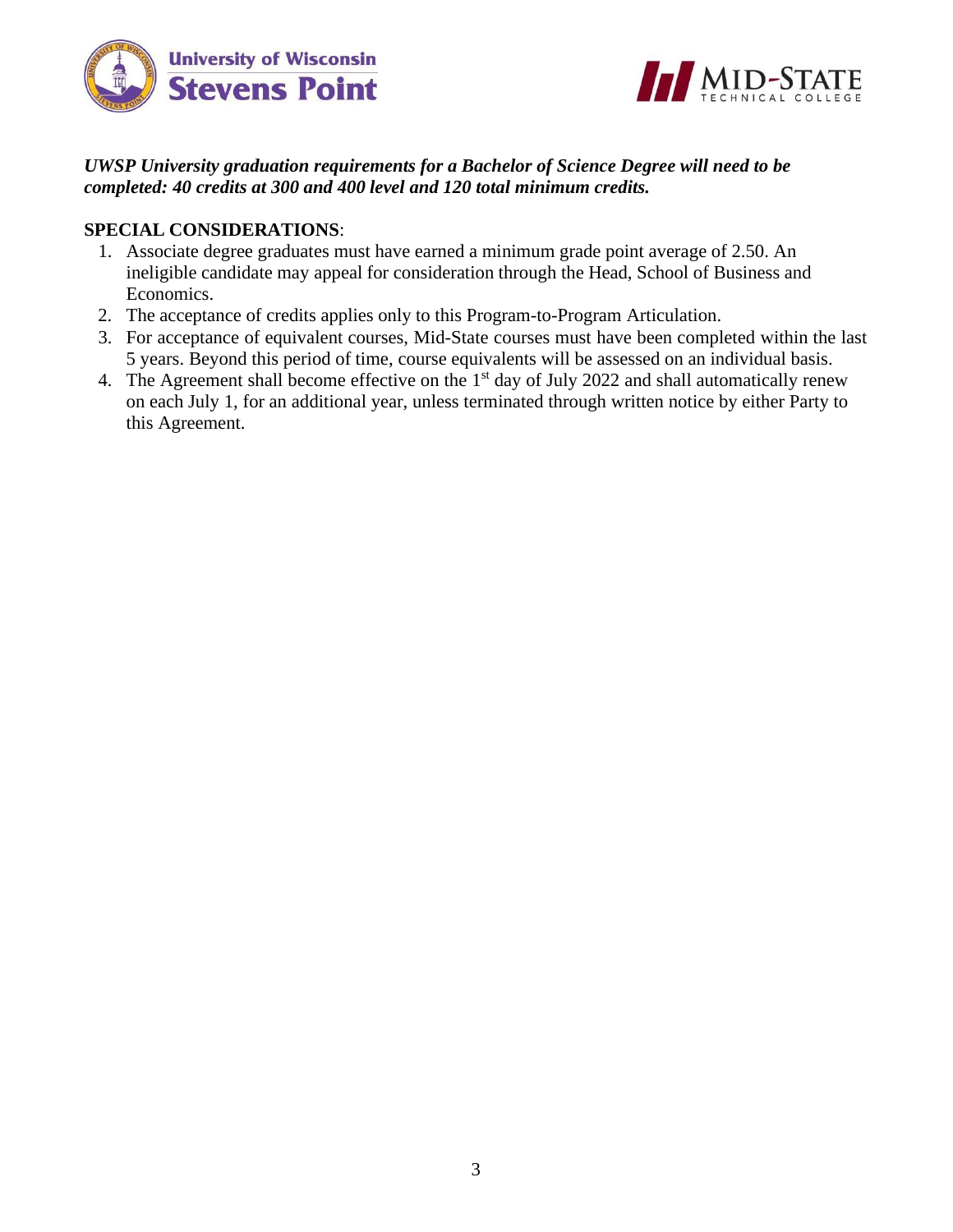***UWSP University graduation requirements for a Bachelor of Science Degree will need to be completed: 40 credits at 300 and 400 level and 120 total minimum credits.***

**SPECIAL CONSIDERATIONS**:

1. Associate degree graduates must have earned a minimum grade point average of 2.50. An ineligible candidate may appeal for consideration through the Head, School of Business and Economics.
2. The acceptance of credits applies only to this Program-to-Program Articulation.
3. For acceptance of equivalent courses, Mid-State courses must have been completed within the last 5 years. Beyond this period of time, course equivalents will be assessed on an individual basis.
4. The Agreement shall become effective on the 1st day of July 2022 and shall automatically renew on each July 1, for an additional year, unless terminated through written notice by either Party to this Agreement.